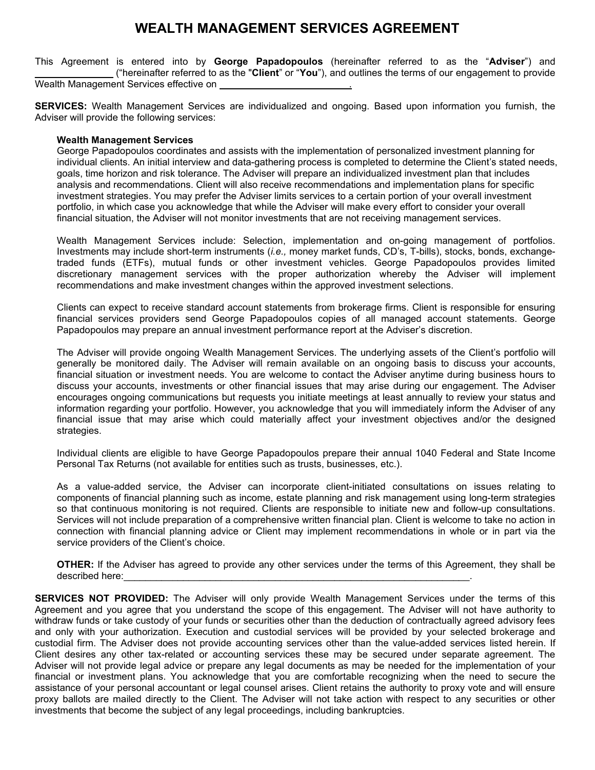# WEALTH MANAGEMENT SERVICES AGREEMENT

This Agreement is entered into by **George Papadopoulos** (hereinafter referred to as the "**Adviser**") and ______________ ("hereinafter referred to as the "**Client**" or "**You**"), and outlines the terms of our engagement to provide Wealth Management Services effective on ________________________.

**SERVICES:** Wealth Management Services are individualized and ongoing. Based upon information you furnish, the Adviser will provide the following services:

**Wealth Management Services**
George Papadopoulos coordinates and assists with the implementation of personalized investment planning for individual clients. An initial interview and data-gathering process is completed to determine the Client's stated needs, goals, time horizon and risk tolerance. The Adviser will prepare an individualized investment plan that includes analysis and recommendations. Client will also receive recommendations and implementation plans for specific investment strategies. You may prefer the Adviser limits services to a certain portion of your overall investment portfolio, in which case you acknowledge that while the Adviser will make every effort to consider your overall financial situation, the Adviser will not monitor investments that are not receiving management services.

Wealth Management Services include: Selection, implementation and on-going management of portfolios. Investments may include short-term instruments (*i.e.,* money market funds, CD's, T-bills), stocks, bonds, exchange-traded funds (ETFs), mutual funds or other investment vehicles. George Papadopoulos provides limited discretionary management services with the proper authorization whereby the Adviser will implement recommendations and make investment changes within the approved investment selections.

Clients can expect to receive standard account statements from brokerage firms. Client is responsible for ensuring financial services providers send George Papadopoulos copies of all managed account statements. George Papadopoulos may prepare an annual investment performance report at the Adviser's discretion.

The Adviser will provide ongoing Wealth Management Services. The underlying assets of the Client's portfolio will generally be monitored daily. The Adviser will remain available on an ongoing basis to discuss your accounts, financial situation or investment needs. You are welcome to contact the Adviser anytime during business hours to discuss your accounts, investments or other financial issues that may arise during our engagement. The Adviser encourages ongoing communications but requests you initiate meetings at least annually to review your status and information regarding your portfolio. However, you acknowledge that you will immediately inform the Adviser of any financial issue that may arise which could materially affect your investment objectives and/or the designed strategies.

Individual clients are eligible to have George Papadopoulos prepare their annual 1040 Federal and State Income Personal Tax Returns (not available for entities such as trusts, businesses, etc.).

As a value-added service, the Adviser can incorporate client-initiated consultations on issues relating to components of financial planning such as income, estate planning and risk management using long-term strategies so that continuous monitoring is not required. Clients are responsible to initiate new and follow-up consultations. Services will not include preparation of a comprehensive written financial plan. Client is welcome to take no action in connection with financial planning advice or Client may implement recommendations in whole or in part via the service providers of the Client's choice.

**OTHER:** If the Adviser has agreed to provide any other services under the terms of this Agreement, they shall be described here:__________________________________________________________________.

**SERVICES NOT PROVIDED:** The Adviser will only provide Wealth Management Services under the terms of this Agreement and you agree that you understand the scope of this engagement. The Adviser will not have authority to withdraw funds or take custody of your funds or securities other than the deduction of contractually agreed advisory fees and only with your authorization. Execution and custodial services will be provided by your selected brokerage and custodial firm. The Adviser does not provide accounting services other than the value-added services listed herein. If Client desires any other tax-related or accounting services these may be secured under separate agreement. The Adviser will not provide legal advice or prepare any legal documents as may be needed for the implementation of your financial or investment plans. You acknowledge that you are comfortable recognizing when the need to secure the assistance of your personal accountant or legal counsel arises. Client retains the authority to proxy vote and will ensure proxy ballots are mailed directly to the Client. The Adviser will not take action with respect to any securities or other investments that become the subject of any legal proceedings, including bankruptcies.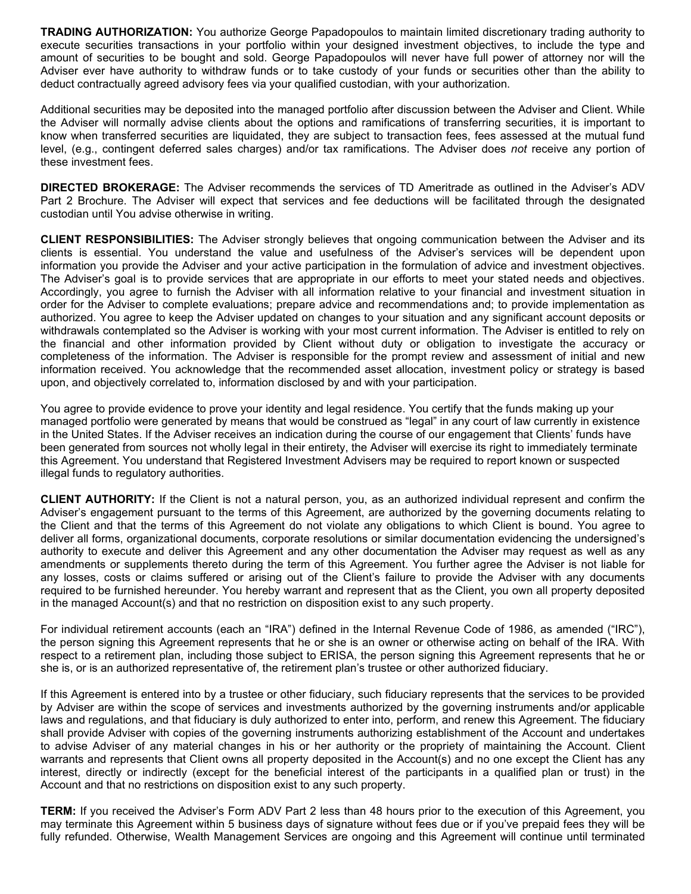**TRADING AUTHORIZATION:** You authorize George Papadopoulos to maintain limited discretionary trading authority to execute securities transactions in your portfolio within your designed investment objectives, to include the type and amount of securities to be bought and sold. George Papadopoulos will never have full power of attorney nor will the Adviser ever have authority to withdraw funds or to take custody of your funds or securities other than the ability to deduct contractually agreed advisory fees via your qualified custodian, with your authorization.

Additional securities may be deposited into the managed portfolio after discussion between the Adviser and Client. While the Adviser will normally advise clients about the options and ramifications of transferring securities, it is important to know when transferred securities are liquidated, they are subject to transaction fees, fees assessed at the mutual fund level, (e.g., contingent deferred sales charges) and/or tax ramifications. The Adviser does *not* receive any portion of these investment fees.

**DIRECTED BROKERAGE:** The Adviser recommends the services of TD Ameritrade as outlined in the Adviser's ADV Part 2 Brochure. The Adviser will expect that services and fee deductions will be facilitated through the designated custodian until You advise otherwise in writing.

**CLIENT RESPONSIBILITIES:** The Adviser strongly believes that ongoing communication between the Adviser and its clients is essential. You understand the value and usefulness of the Adviser's services will be dependent upon information you provide the Adviser and your active participation in the formulation of advice and investment objectives. The Adviser's goal is to provide services that are appropriate in our efforts to meet your stated needs and objectives. Accordingly, you agree to furnish the Adviser with all information relative to your financial and investment situation in order for the Adviser to complete evaluations; prepare advice and recommendations and; to provide implementation as authorized. You agree to keep the Adviser updated on changes to your situation and any significant account deposits or withdrawals contemplated so the Adviser is working with your most current information. The Adviser is entitled to rely on the financial and other information provided by Client without duty or obligation to investigate the accuracy or completeness of the information. The Adviser is responsible for the prompt review and assessment of initial and new information received. You acknowledge that the recommended asset allocation, investment policy or strategy is based upon, and objectively correlated to, information disclosed by and with your participation.

You agree to provide evidence to prove your identity and legal residence. You certify that the funds making up your managed portfolio were generated by means that would be construed as "legal" in any court of law currently in existence in the United States. If the Adviser receives an indication during the course of our engagement that Clients' funds have been generated from sources not wholly legal in their entirety, the Adviser will exercise its right to immediately terminate this Agreement. You understand that Registered Investment Advisers may be required to report known or suspected illegal funds to regulatory authorities.

**CLIENT AUTHORITY:** If the Client is not a natural person, you, as an authorized individual represent and confirm the Adviser's engagement pursuant to the terms of this Agreement, are authorized by the governing documents relating to the Client and that the terms of this Agreement do not violate any obligations to which Client is bound. You agree to deliver all forms, organizational documents, corporate resolutions or similar documentation evidencing the undersigned's authority to execute and deliver this Agreement and any other documentation the Adviser may request as well as any amendments or supplements thereto during the term of this Agreement. You further agree the Adviser is not liable for any losses, costs or claims suffered or arising out of the Client's failure to provide the Adviser with any documents required to be furnished hereunder. You hereby warrant and represent that as the Client, you own all property deposited in the managed Account(s) and that no restriction on disposition exist to any such property.

For individual retirement accounts (each an "IRA") defined in the Internal Revenue Code of 1986, as amended ("IRC"), the person signing this Agreement represents that he or she is an owner or otherwise acting on behalf of the IRA. With respect to a retirement plan, including those subject to ERISA, the person signing this Agreement represents that he or she is, or is an authorized representative of, the retirement plan's trustee or other authorized fiduciary.

If this Agreement is entered into by a trustee or other fiduciary, such fiduciary represents that the services to be provided by Adviser are within the scope of services and investments authorized by the governing instruments and/or applicable laws and regulations, and that fiduciary is duly authorized to enter into, perform, and renew this Agreement. The fiduciary shall provide Adviser with copies of the governing instruments authorizing establishment of the Account and undertakes to advise Adviser of any material changes in his or her authority or the propriety of maintaining the Account. Client warrants and represents that Client owns all property deposited in the Account(s) and no one except the Client has any interest, directly or indirectly (except for the beneficial interest of the participants in a qualified plan or trust) in the Account and that no restrictions on disposition exist to any such property.

**TERM:** If you received the Adviser's Form ADV Part 2 less than 48 hours prior to the execution of this Agreement, you may terminate this Agreement within 5 business days of signature without fees due or if you've prepaid fees they will be fully refunded. Otherwise, Wealth Management Services are ongoing and this Agreement will continue until terminated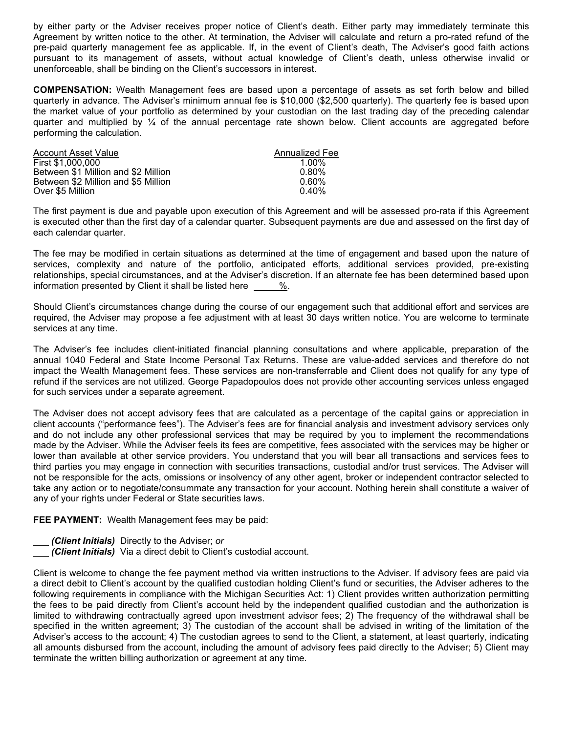by either party or the Adviser receives proper notice of Client's death. Either party may immediately terminate this Agreement by written notice to the other. At termination, the Adviser will calculate and return a pro-rated refund of the pre-paid quarterly management fee as applicable. If, in the event of Client's death, The Adviser's good faith actions pursuant to its management of assets, without actual knowledge of Client's death, unless otherwise invalid or unenforceable, shall be binding on the Client's successors in interest.

**COMPENSATION:** Wealth Management fees are based upon a percentage of assets as set forth below and billed quarterly in advance. The Adviser's minimum annual fee is $10,000 ($2,500 quarterly). The quarterly fee is based upon the market value of your portfolio as determined by your custodian on the last trading day of the preceding calendar quarter and multiplied by ¼ of the annual percentage rate shown below. Client accounts are aggregated before performing the calculation.

| Account Asset Value | Annualized Fee |
|---|---|
| First $1,000,000 | 1.00% |
| Between $1 Million and $2 Million | 0.80% |
| Between $2 Million and $5 Million | 0.60% |
| Over $5 Million | 0.40% |

The first payment is due and payable upon execution of this Agreement and will be assessed pro-rata if this Agreement is executed other than the first day of a calendar quarter. Subsequent payments are due and assessed on the first day of each calendar quarter.

The fee may be modified in certain situations as determined at the time of engagement and based upon the nature of services, complexity and nature of the portfolio, anticipated efforts, additional services provided, pre-existing relationships, special circumstances, and at the Adviser's discretion. If an alternate fee has been determined based upon information presented by Client it shall be listed here _____%.

Should Client's circumstances change during the course of our engagement such that additional effort and services are required, the Adviser may propose a fee adjustment with at least 30 days written notice. You are welcome to terminate services at any time.

The Adviser's fee includes client-initiated financial planning consultations and where applicable, preparation of the annual 1040 Federal and State Income Personal Tax Returns. These are value-added services and therefore do not impact the Wealth Management fees. These services are non-transferrable and Client does not qualify for any type of refund if the services are not utilized. George Papadopoulos does not provide other accounting services unless engaged for such services under a separate agreement.

The Adviser does not accept advisory fees that are calculated as a percentage of the capital gains or appreciation in client accounts ("performance fees"). The Adviser's fees are for financial analysis and investment advisory services only and do not include any other professional services that may be required by you to implement the recommendations made by the Adviser. While the Adviser feels its fees are competitive, fees associated with the services may be higher or lower than available at other service providers. You understand that you will bear all transactions and services fees to third parties you may engage in connection with securities transactions, custodial and/or trust services. The Adviser will not be responsible for the acts, omissions or insolvency of any other agent, broker or independent contractor selected to take any action or to negotiate/consummate any transaction for your account. Nothing herein shall constitute a waiver of any of your rights under Federal or State securities laws.

**FEE PAYMENT:** Wealth Management fees may be paid:

___ ***(Client Initials)*** Directly to the Adviser; *or*
___ ***(Client Initials)*** Via a direct debit to Client's custodial account.

Client is welcome to change the fee payment method via written instructions to the Adviser. If advisory fees are paid via a direct debit to Client's account by the qualified custodian holding Client's fund or securities, the Adviser adheres to the following requirements in compliance with the Michigan Securities Act: 1) Client provides written authorization permitting the fees to be paid directly from Client's account held by the independent qualified custodian and the authorization is limited to withdrawing contractually agreed upon investment advisor fees; 2) The frequency of the withdrawal shall be specified in the written agreement; 3) The custodian of the account shall be advised in writing of the limitation of the Adviser's access to the account; 4) The custodian agrees to send to the Client, a statement, at least quarterly, indicating all amounts disbursed from the account, including the amount of advisory fees paid directly to the Adviser; 5) Client may terminate the written billing authorization or agreement at any time.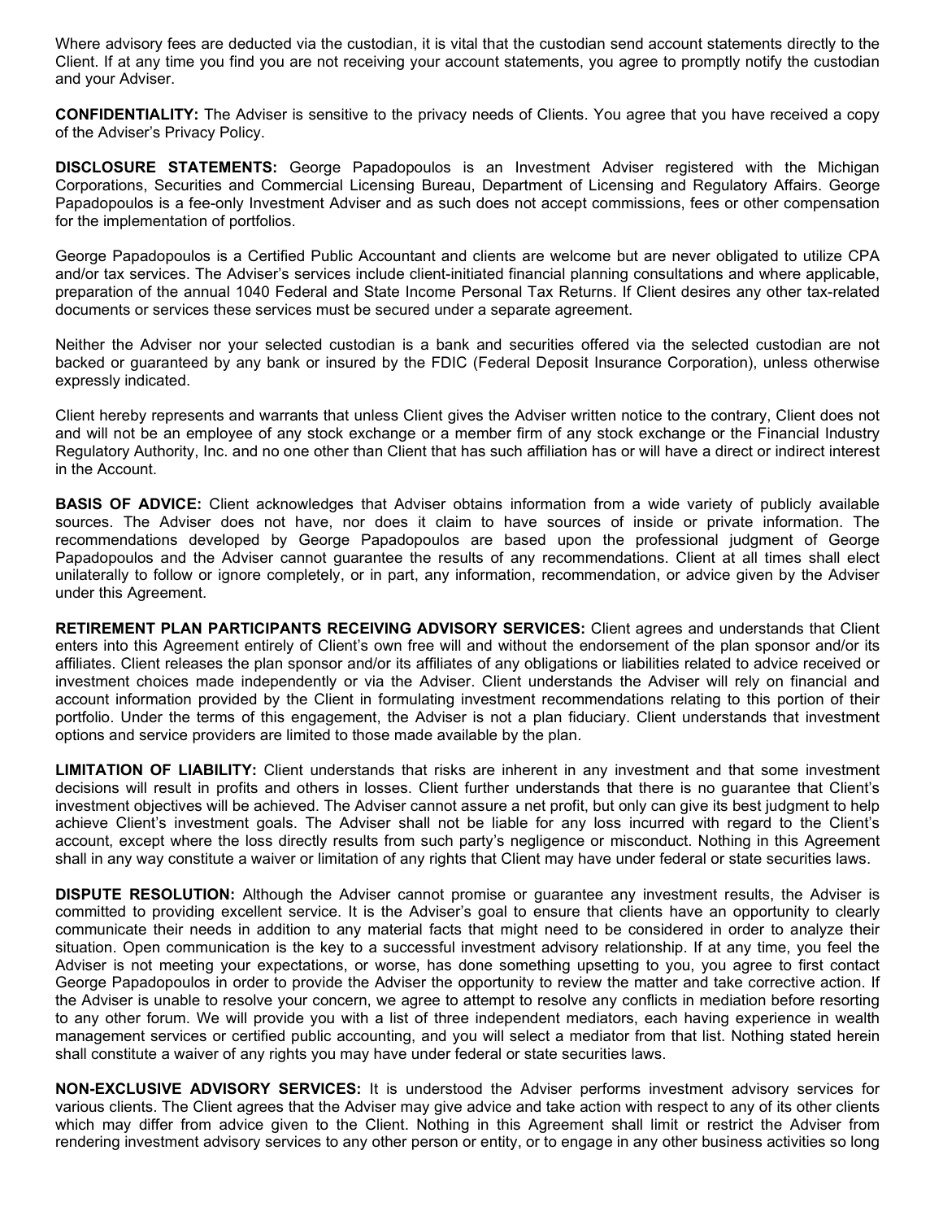Where advisory fees are deducted via the custodian, it is vital that the custodian send account statements directly to the Client. If at any time you find you are not receiving your account statements, you agree to promptly notify the custodian and your Adviser.

**CONFIDENTIALITY:** The Adviser is sensitive to the privacy needs of Clients. You agree that you have received a copy of the Adviser's Privacy Policy.

**DISCLOSURE STATEMENTS:** George Papadopoulos is an Investment Adviser registered with the Michigan Corporations, Securities and Commercial Licensing Bureau, Department of Licensing and Regulatory Affairs. George Papadopoulos is a fee-only Investment Adviser and as such does not accept commissions, fees or other compensation for the implementation of portfolios.

George Papadopoulos is a Certified Public Accountant and clients are welcome but are never obligated to utilize CPA and/or tax services. The Adviser's services include client-initiated financial planning consultations and where applicable, preparation of the annual 1040 Federal and State Income Personal Tax Returns. If Client desires any other tax-related documents or services these services must be secured under a separate agreement.

Neither the Adviser nor your selected custodian is a bank and securities offered via the selected custodian are not backed or guaranteed by any bank or insured by the FDIC (Federal Deposit Insurance Corporation), unless otherwise expressly indicated.

Client hereby represents and warrants that unless Client gives the Adviser written notice to the contrary, Client does not and will not be an employee of any stock exchange or a member firm of any stock exchange or the Financial Industry Regulatory Authority, Inc. and no one other than Client that has such affiliation has or will have a direct or indirect interest in the Account.

**BASIS OF ADVICE:** Client acknowledges that Adviser obtains information from a wide variety of publicly available sources. The Adviser does not have, nor does it claim to have sources of inside or private information. The recommendations developed by George Papadopoulos are based upon the professional judgment of George Papadopoulos and the Adviser cannot guarantee the results of any recommendations. Client at all times shall elect unilaterally to follow or ignore completely, or in part, any information, recommendation, or advice given by the Adviser under this Agreement.

**RETIREMENT PLAN PARTICIPANTS RECEIVING ADVISORY SERVICES:** Client agrees and understands that Client enters into this Agreement entirely of Client's own free will and without the endorsement of the plan sponsor and/or its affiliates. Client releases the plan sponsor and/or its affiliates of any obligations or liabilities related to advice received or investment choices made independently or via the Adviser. Client understands the Adviser will rely on financial and account information provided by the Client in formulating investment recommendations relating to this portion of their portfolio. Under the terms of this engagement, the Adviser is not a plan fiduciary. Client understands that investment options and service providers are limited to those made available by the plan.

**LIMITATION OF LIABILITY:** Client understands that risks are inherent in any investment and that some investment decisions will result in profits and others in losses. Client further understands that there is no guarantee that Client's investment objectives will be achieved. The Adviser cannot assure a net profit, but only can give its best judgment to help achieve Client's investment goals. The Adviser shall not be liable for any loss incurred with regard to the Client's account, except where the loss directly results from such party's negligence or misconduct. Nothing in this Agreement shall in any way constitute a waiver or limitation of any rights that Client may have under federal or state securities laws.

**DISPUTE RESOLUTION:** Although the Adviser cannot promise or guarantee any investment results, the Adviser is committed to providing excellent service. It is the Adviser's goal to ensure that clients have an opportunity to clearly communicate their needs in addition to any material facts that might need to be considered in order to analyze their situation. Open communication is the key to a successful investment advisory relationship. If at any time, you feel the Adviser is not meeting your expectations, or worse, has done something upsetting to you, you agree to first contact George Papadopoulos in order to provide the Adviser the opportunity to review the matter and take corrective action. If the Adviser is unable to resolve your concern, we agree to attempt to resolve any conflicts in mediation before resorting to any other forum. We will provide you with a list of three independent mediators, each having experience in wealth management services or certified public accounting, and you will select a mediator from that list. Nothing stated herein shall constitute a waiver of any rights you may have under federal or state securities laws.

**NON-EXCLUSIVE ADVISORY SERVICES:** It is understood the Adviser performs investment advisory services for various clients. The Client agrees that the Adviser may give advice and take action with respect to any of its other clients which may differ from advice given to the Client. Nothing in this Agreement shall limit or restrict the Adviser from rendering investment advisory services to any other person or entity, or to engage in any other business activities so long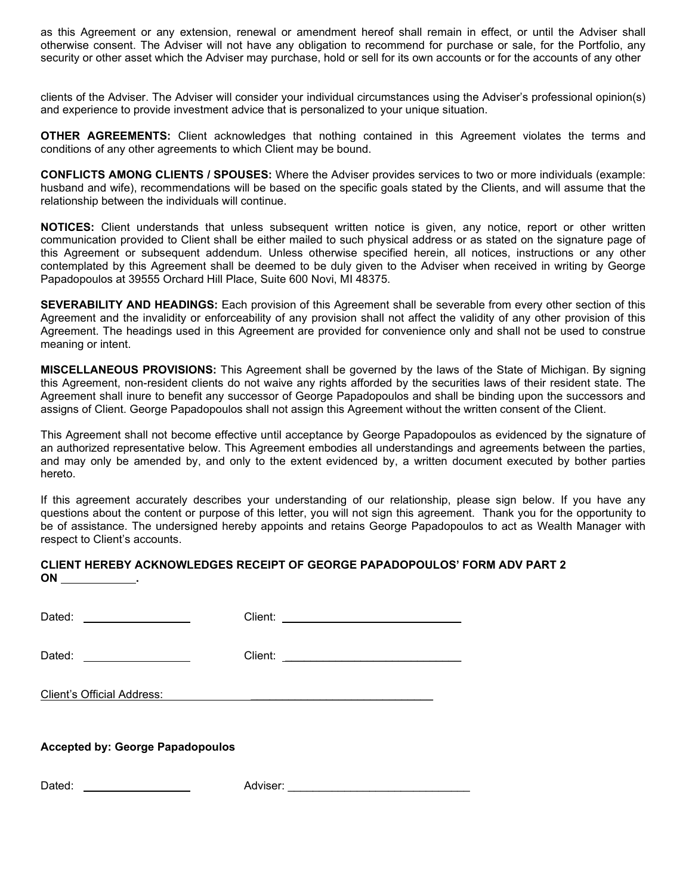as this Agreement or any extension, renewal or amendment hereof shall remain in effect, or until the Adviser shall otherwise consent. The Adviser will not have any obligation to recommend for purchase or sale, for the Portfolio, any security or other asset which the Adviser may purchase, hold or sell for its own accounts or for the accounts of any other

clients of the Adviser. The Adviser will consider your individual circumstances using the Adviser's professional opinion(s) and experience to provide investment advice that is personalized to your unique situation.

**OTHER AGREEMENTS:** Client acknowledges that nothing contained in this Agreement violates the terms and conditions of any other agreements to which Client may be bound.

**CONFLICTS AMONG CLIENTS / SPOUSES:** Where the Adviser provides services to two or more individuals (example: husband and wife), recommendations will be based on the specific goals stated by the Clients, and will assume that the relationship between the individuals will continue.

**NOTICES:** Client understands that unless subsequent written notice is given, any notice, report or other written communication provided to Client shall be either mailed to such physical address or as stated on the signature page of this Agreement or subsequent addendum. Unless otherwise specified herein, all notices, instructions or any other contemplated by this Agreement shall be deemed to be duly given to the Adviser when received in writing by George Papadopoulos at 39555 Orchard Hill Place, Suite 600 Novi, MI 48375.

**SEVERABILITY AND HEADINGS:** Each provision of this Agreement shall be severable from every other section of this Agreement and the invalidity or enforceability of any provision shall not affect the validity of any other provision of this Agreement. The headings used in this Agreement are provided for convenience only and shall not be used to construe meaning or intent.

**MISCELLANEOUS PROVISIONS:** This Agreement shall be governed by the laws of the State of Michigan. By signing this Agreement, non-resident clients do not waive any rights afforded by the securities laws of their resident state. The Agreement shall inure to benefit any successor of George Papadopoulos and shall be binding upon the successors and assigns of Client. George Papadopoulos shall not assign this Agreement without the written consent of the Client.

This Agreement shall not become effective until acceptance by George Papadopoulos as evidenced by the signature of an authorized representative below. This Agreement embodies all understandings and agreements between the parties, and may only be amended by, and only to the extent evidenced by, a written document executed by bother parties hereto.

If this agreement accurately describes your understanding of our relationship, please sign below. If you have any questions about the content or purpose of this letter, you will not sign this agreement. Thank you for the opportunity to be of assistance. The undersigned hereby appoints and retains George Papadopoulos to act as Wealth Manager with respect to Client's accounts.

**CLIENT HEREBY ACKNOWLEDGES RECEIPT OF GEORGE PAPADOPOULOS' FORM ADV PART 2 ON \_\_\_\_\_\_\_\_\_\_\_\_.**

Dated: \_\_\_\_\_\_\_\_\_\_\_\_\_\_\_\_\_ Client: \_\_\_\_\_\_\_\_\_\_\_\_\_\_\_\_\_\_\_\_\_\_\_\_\_\_\_\_\_

Dated: \_\_\_\_\_\_\_\_\_\_\_\_\_\_\_\_\_ Client: \_\_\_\_\_\_\_\_\_\_\_\_\_\_\_\_\_\_\_\_\_\_\_\_\_\_\_\_\_

Client's Official Address: \_\_\_\_\_\_\_\_\_\_\_\_\_\_\_\_\_\_\_\_\_\_\_\_\_\_\_\_\_

**Accepted by: George Papadopoulos**

Dated: \_\_\_\_\_\_\_\_\_\_\_\_\_\_\_\_\_ Adviser: \_\_\_\_\_\_\_\_\_\_\_\_\_\_\_\_\_\_\_\_\_\_\_\_\_\_\_\_\_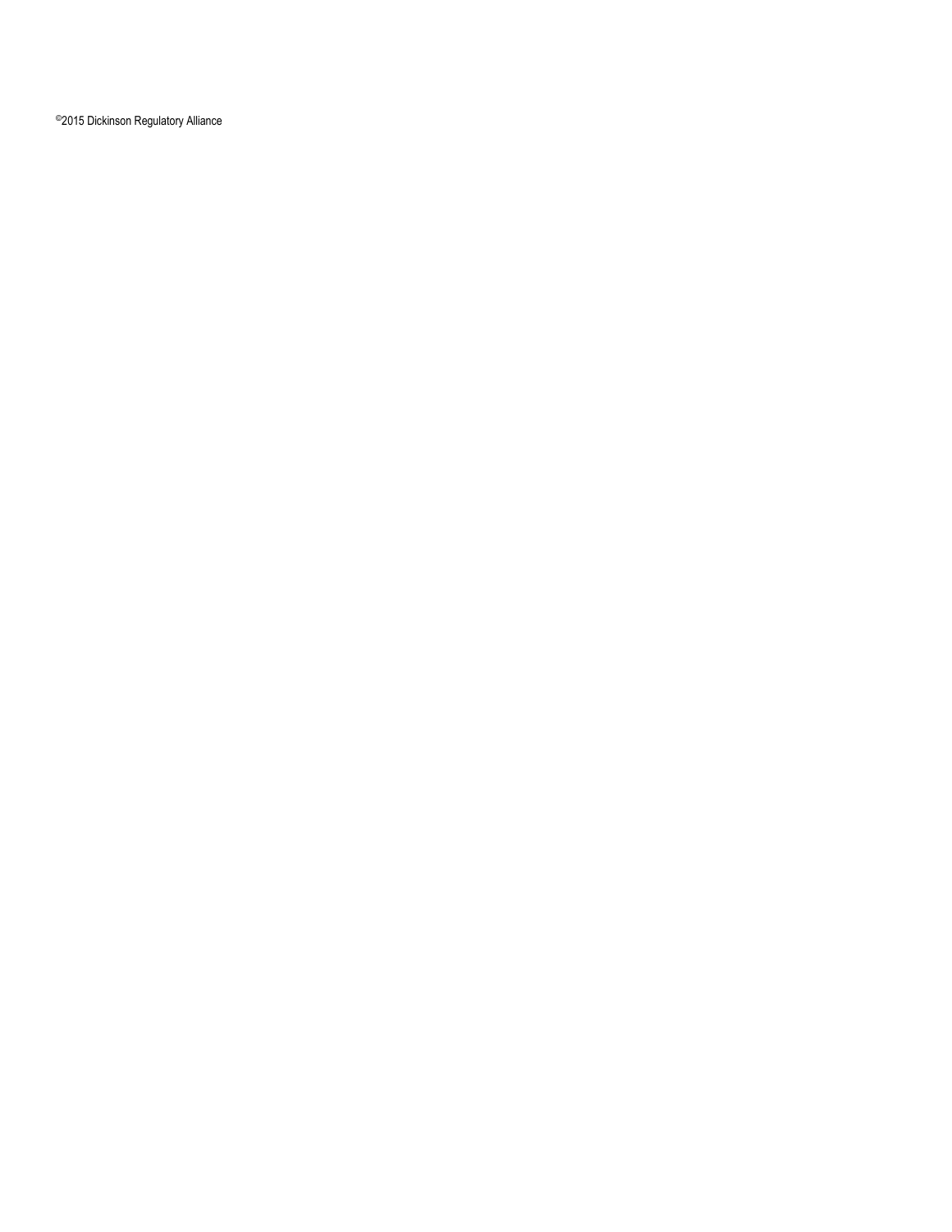©2015 Dickinson Regulatory Alliance